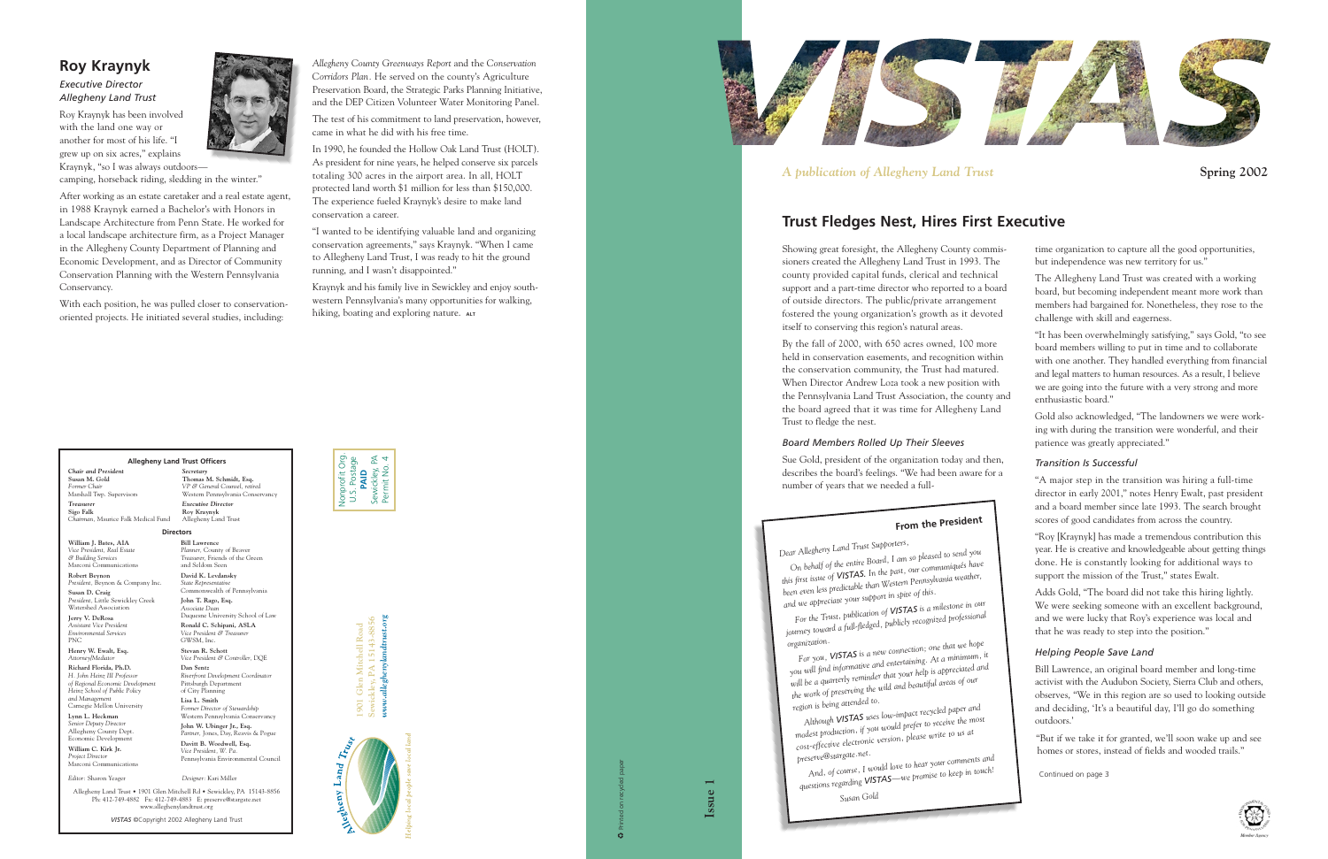# VISTAS

*A publication of Allegheny Land Trust*

**Spring 2002**

## Trust Fledges Nest, Hires First Executive

Showing great foresight, the Allegheny County commissioners created the Allegheny Land Trust in 1993. The county provided capital funds, clerical and technical support and a part-time director who reported to a board of outside directors. The public/private arrangement fostered the young organization's growth as it devoted itself to conserving this region's natural areas.

By the fall of 2000, with 650 acres owned, 100 more held in conservation easements, and recognition within the conservation community, the Trust had matured. When Director Andrew Loza took a new position with the Pennsylvania Land Trust Association, the county and the board agreed that it was time for Allegheny Land Trust to fledge the nest.

### *Board Members Rolled Up Their Sleeves*

Sue Gold, president of the organization today and then, describes the board's feelings. "We had been aware for a number of years that we needed a full-time organization to capture all the good opportunities, but independence was new territory for us."

The Allegheny Land Trust was created with a working board, but becoming independent meant more work than members had bargained for. Nonetheless, they rose to the challenge with skill and eagerness.

"It has been overwhelmingly satisfying," says Gold, "to see board members willing to put in time and to collaborate with one another. They handled everything from financial and legal matters to human resources. As a result, I believe we are going into the future with a very strong and more enthusiastic board."

Gold also acknowledged, "The landowners we were working with during the transition were wonderful, and their patience was greatly appreciated."

### *Transition Is Successful*

"A major step in the transition was hiring a full-time director in early 2001," notes Henry Ewalt, past president and a board member since late 1993. The search brought scores of good candidates from across the country.

"Roy [Kraynyk] has made a tremendous contribution this year. He is creative and knowledgeable about getting things done. He is constantly looking for additional ways to support the mission of the Trust," states Ewalt.

Adds Gold, "The board did not take this hiring lightly. We were seeking someone with an excellent background, and we were lucky that Roy's experience was local and that he was ready to step into the position."

### *Helping People Save Land*

Bill Lawrence, an original board member and long-time activist with the Audubon Society, Sierra Club and others, observes, "We in this region are so used to looking outside and deciding, 'It's a beautiful day, I'll go do something outdoors.'

"But if we take it for granted, we'll soon wake up and see homes or stores, instead of fields and wooded trails."

Continued on page 3

### From the President

*Dear Allegheny Land Trust Supporters,*

*On behalf of the entire Board, I am so pleased to send you this first issue of **VISTAS**. In the past, our communiqués have been even less predictable than Western Pennsylvania weather, and we appreciate your support in spite of this.*

*For the Trust, publication of **VISTAS** is a milestone in our journey toward a full-fledged, publicly recognized professional organization.*

*For you, **VISTAS** is a new connection; one that we hope you will find informative and entertaining. At a minimum, it will be a quarterly reminder that your help is appreciated and the work of preserving the wild and beautiful areas of our region is being attended to.*

*Although **VISTAS** uses low-impact recycled paper and modest production, if you would prefer to receive the most cost-effective electronic version, please write to us at preserve@stargate.net.*

*And, of course, I would love to hear your comments and questions regarding **VISTAS**—we promise to keep in touch!*

*Susan Gold*

## Roy Kraynyk

*Executive Director*
*Allegheny Land Trust*

Roy Kraynyk has been involved with the land one way or another for most of his life. "I grew up on six acres," explains Kraynyk, "so I was always outdoors—camping, horseback riding, sledding in the winter."

After working as an estate caretaker and a real estate agent, in 1988 Kraynyk earned a Bachelor's with Honors in Landscape Architecture from Penn State. He worked for a local landscape architecture firm, as a Project Manager in the Allegheny County Department of Planning and Economic Development, and as Director of Community Conservation Planning with the Western Pennsylvania Conservancy.

With each position, he was pulled closer to conservation-oriented projects. He initiated several studies, including: *Allegheny County Greenways Report* and the *Conservation Corridors Plan*. He served on the county's Agriculture Preservation Board, the Strategic Parks Planning Initiative, and the DEP Citizen Volunteer Water Monitoring Panel.

The test of his commitment to land preservation, however, came in what he did with his free time.

In 1990, he founded the Hollow Oak Land Trust (HOLT). As president for nine years, he helped conserve six parcels totaling 300 acres in the airport area. In all, HOLT protected land worth $1 million for less than $150,000. The experience fueled Kraynyk's desire to make land conservation a career.

"I wanted to be identifying valuable land and organizing conservation agreements," says Kraynyk. "When I came to Allegheny Land Trust, I was ready to hit the ground running, and I wasn't disappointed."

Kraynyk and his family live in Sewickley and enjoy southwestern Pennsylvania's many opportunities for walking, hiking, boating and exploring nature. ALT

### Allegheny Land Trust Officers

*Chair and President*
**Susan M. Gold**
*Former Chair*
Marshall Twp. Supervisors

*Treasurer*
**Sigo Falk**
Chairman, Maurice Falk Medical Fund

*Secretary*
**Thomas M. Schmidt, Esq.**
*VP & General Counsel, retired*
Western Pennsylvania Conservancy

*Executive Director*
**Roy Kraynyk**
Allegheny Land Trust

**Directors**

**William J. Bates, AIA**
*Vice President, Real Estate & Building Services*
Marconi Communications

**Robert Beynon**
*President*, Beynon & Company Inc.

**Susan D. Craig**
*President*, Little Sewickley Creek Watershed Association

**Jerry V. DeRosa**
*Assistant Vice President Environmental Services*
PNC

**Henry W. Ewalt, Esq.**
*Attorney/Mediator*

**Richard Florida, Ph.D.**
*H. John Heinz III Professor of Regional Economic Development*
*Heinz School of Public Policy and Management*
Carnegie Mellon University

**Lynn L. Heckman**
*Senior Deputy Director*
Allegheny County Dept. Economic Development

**William C. Kirk Jr.**
*Project Director*
Marconi Communications

**Bill Lawrence**
*Planner*, County of Beaver
*Treasurer*, Friends of the Green and Seldom Seen

**David K. Levdansky**
*State Representative*
Commonwealth of Pennsylvania

**John T. Rago, Esq.**
*Associate Dean*
Duquesne University School of Law

**Ronald C. Schipani, ASLA**
*Vice President & Treasurer*
GWSM, Inc.

**Stevan R. Schott**
*Vice President & Controller*, DQE

**Dan Sentz**
*Riverfront Development Coordinator*
Pittsburgh Department of City Planning

**Lisa L. Smith**
*Former Director of Stewardship*
Western Pennsylvania Conservancy

**John W. Ubinger Jr., Esq.**
*Partner*, Jones, Day, Reavis & Pogue

**Davitt B. Woodwell, Esq.**
*Vice President, W. Pa.*
Pennsylvania Environmental Council

*Editor:* Sharon Yeager
*Designer:* Kari Miller

Allegheny Land Trust • 1901 Glen Mitchell Rd • Sewickley, PA 15143-8856
Ph: 412-749-4882 Fx: 412-749-4883 E: preserve@stargate.net
www.alleghenylandtrust.org

*VISTAS* ©Copyright 2002 Allegheny Land Trust

Nonprofit Org.
U.S. Postage
**PAID**
Sewickley, PA
Permit No. 4

Allegheny Land Trust
1901 Glen Mitchell Road
Sewickley, PA 15143-8856
**www.alleghenylandtrust.org**

*Helping local people save local land*

Printed on recycled paper

**Issue 1**

*Member Agency*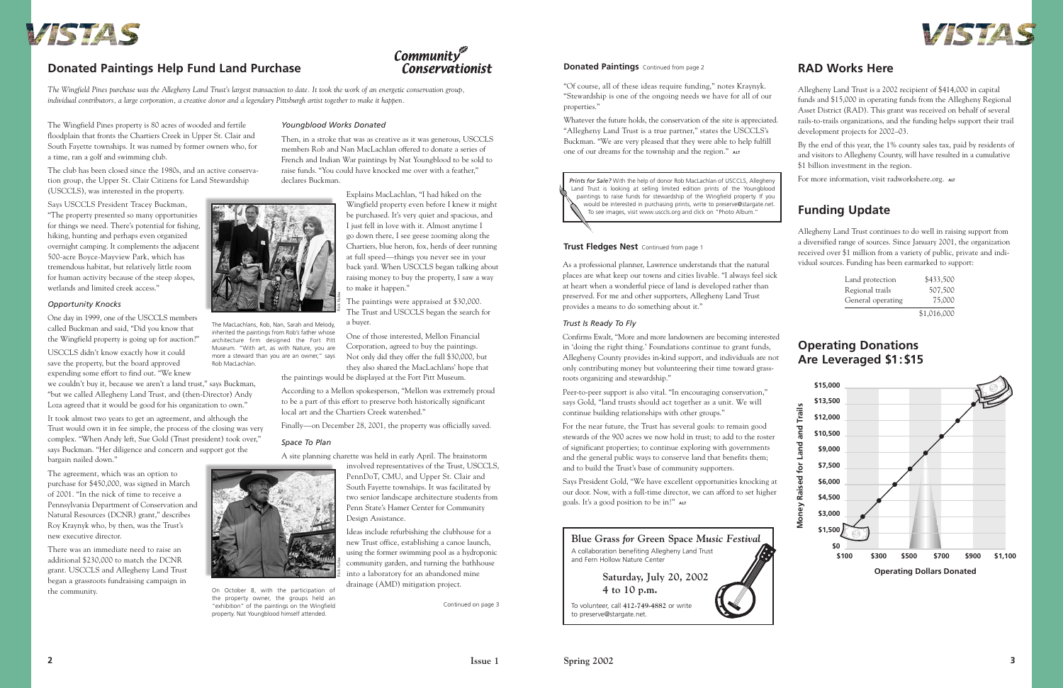## Donated Paintings Help Fund Land Purchase

*Community Conservationist*

*The Wingfield Pines purchase was the Allegheny Land Trust's largest transaction to date. It took the work of an energetic conservation group, individual contributors, a large corporation, a creative donor and a legendary Pittsburgh artist together to make it happen.*

The Wingfield Pines property is 80 acres of wooded and fertile floodplain that fronts the Chartiers Creek in Upper St. Clair and South Fayette townships. It was named by former owners who, for a time, ran a golf and swimming club.

The club has been closed since the 1980s, and an active conservation group, the Upper St. Clair Citizens for Land Stewardship (USCCLS), was interested in the property.

Says USCCLS President Tracey Buckman, "The property presented so many opportunities for things we need. There's potential for fishing, hiking, hunting and perhaps even organized overnight camping. It complements the adjacent 500-acre Boyce-Mayview Park, which has tremendous habitat, but relatively little room for human activity because of the steep slopes, wetlands and limited creek access."

### *Opportunity Knocks*

One day in 1999, one of the USCCLS members called Buckman and said, "Did you know that the Wingfield property is going up for auction?"

USCCLS didn't know exactly how it could save the property, but the board approved expending some effort to find out. "We knew we couldn't buy it, because we aren't a land trust," says Buckman, "but we called Allegheny Land Trust, and (then-Director) Andy Loza agreed that it would be good for his organization to own."

It took almost two years to get an agreement, and although the Trust would own it in fee simple, the process of the closing was very complex. "When Andy left, Sue Gold (Trust president) took over," says Buckman. "Her diligence and concern and support got the bargain nailed down."

The agreement, which was an option to purchase for $450,000, was signed in March of 2001. "In the nick of time to receive a Pennsylvania Department of Conservation and Natural Resources (DCNR) grant," describes Roy Kraynyk who, by then, was the Trust's new executive director.

There was an immediate need to raise an additional $230,000 to match the DCNR grant. USCCLS and Allegheny Land Trust began a grassroots fundraising campaign in the community.

### *Youngblood Works Donated*

Then, in a stroke that was as creative as it was generous, USCCLS members Rob and Nan MacLachlan offered to donate a series of French and Indian War paintings by Nat Youngblood to be sold to raise funds. "You could have knocked me over with a feather," declares Buckman.

The MacLachlans, Rob, Nan, Sarah and Melody, inherited the paintings from Rob's father whose architecture firm designed the Fort Pitt Museum. "With art, as with Nature, you are more a steward than you are an owner," says Rob MacLachlan.

Explains MacLachlan, "I had hiked on the Wingfield property even before I knew it might be purchased. It's very quiet and spacious, and I just fell in love with it. Almost anytime I go down there, I see geese zooming along the Chartiers, blue heron, fox, herds of deer running at full speed—things you never see in your back yard. When USCCLS began talking about raising money to buy the property, I saw a way to make it happen."

The paintings were appraised at $30,000. The Trust and USCCLS began the search for a buyer.

One of those interested, Mellon Financial Corporation, agreed to buy the paintings. Not only did they offer the full $30,000, but they also shared the MacLachlans' hope that the paintings would be displayed at the Fort Pitt Museum.

According to a Mellon spokesperson, "Mellon was extremely proud to be a part of this effort to preserve both historically significant local art and the Chartiers Creek watershed."

Finally—on December 28, 2001, the property was officially saved.

### *Space To Plan*

A site planning charette was held in early April. The brainstorm involved representatives of the Trust, USCCLS, PennDoT, CMU, and Upper St. Clair and South Fayette townships. It was facilitated by two senior landscape architecture students from Penn State's Hamer Center for Community Design Assistance.

On October 8, with the participation of the property owner, the groups held an "exhibition" of the paintings on the Wingfield property. Nat Youngblood himself attended.

Ideas include refurbishing the clubhouse for a new Trust office, establishing a canoe launch, using the former swimming pool as a hydroponic community garden, and turning the bathhouse into a laboratory for an abandoned mine drainage (AMD) mitigation project.

Continued on page 3

### Donated Paintings *Continued from page 2*

"Of course, all of these ideas require funding," notes Kraynyk. "Stewardship is one of the ongoing needs we have for all of our properties."

Whatever the future holds, the conservation of the site is appreciated. "Allegheny Land Trust is a true partner," states the USCCLS's Buckman. "We are very pleased that they were able to help fulfill one of our dreams for the township and the region." ALT

*Prints for Sale?* With the help of donor Rob MacLachlan of USCCLS, Allegheny Land Trust is looking at selling limited edition prints of the Youngblood paintings to raise funds for stewardship of the Wingfield property. If you would be interested in purchasing prints, write to preserve@stargate.net. To see images, visit www.usccls.org and click on "Photo Album."

### Trust Fledges Nest *Continued from page 1*

As a professional planner, Lawrence understands that the natural places are what keep our towns and cities livable. "I always feel sick at heart when a wonderful piece of land is developed rather than preserved. For me and other supporters, Allegheny Land Trust provides a means to do something about it."

### *Trust Is Ready To Fly*

Confirms Ewalt, "More and more landowners are becoming interested in 'doing the right thing.' Foundations continue to grant funds, Allegheny County provides in-kind support, and individuals are not only contributing money but volunteering their time toward grassroots organizing and stewardship."

Peer-to-peer support is also vital. "In encouraging conservation," says Gold, "land trusts should act together as a unit. We will continue building relationships with other groups."

For the near future, the Trust has several goals: to remain good stewards of the 900 acres we now hold in trust; to add to the roster of significant properties; to continue exploring with governments and the general public ways to conserve land that benefits them; and to build the Trust's base of community supporters.

Says President Gold, "We have excellent opportunities knocking at our door. Now, with a full-time director, we can afford to set higher goals. It's a good position to be in!" ALT

**Blue Grass *for* Green Space *Music Festival***

A collaboration benefiting Allegheny Land Trust and Fern Hollow Nature Center

**Saturday, July 20, 2002**
**4 to 10 p.m.**

To volunteer, call 412-749-4882 or write to preserve@stargate.net.

## RAD Works Here

Allegheny Land Trust is a 2002 recipient of $414,000 in capital funds and $15,000 in operating funds from the Allegheny Regional Asset District (RAD). This grant was received on behalf of several rails-to-trails organizations, and the funding helps support their trail development projects for 2002–03.

By the end of this year, the 1% county sales tax, paid by residents of and visitors to Allegheny County, will have resulted in a cumulative $1 billion investment in the region.

For more information, visit radworkshere.org. ALT

## Funding Update

Allegheny Land Trust continues to do well in raising support from a diversified range of sources. Since January 2001, the organization received over $1 million from a variety of public, private and individual sources. Funding has been earmarked to support:

| | |
|---|---|
| Land protection | $433,500 |
| Regional trails | 507,500 |
| General operating | 75,000 |
| | $1,016,000 |

## Operating Donations Are Leveraged $1:$15

Money Raised for Land and Trails

$15,000
$13,500
$12,000
$10,500
$9,000
$7,500
$6,000
$4,500
$3,000
$1,500
$0

$100 $300 $500 $700 $900 $1,100

Operating Dollars Donated